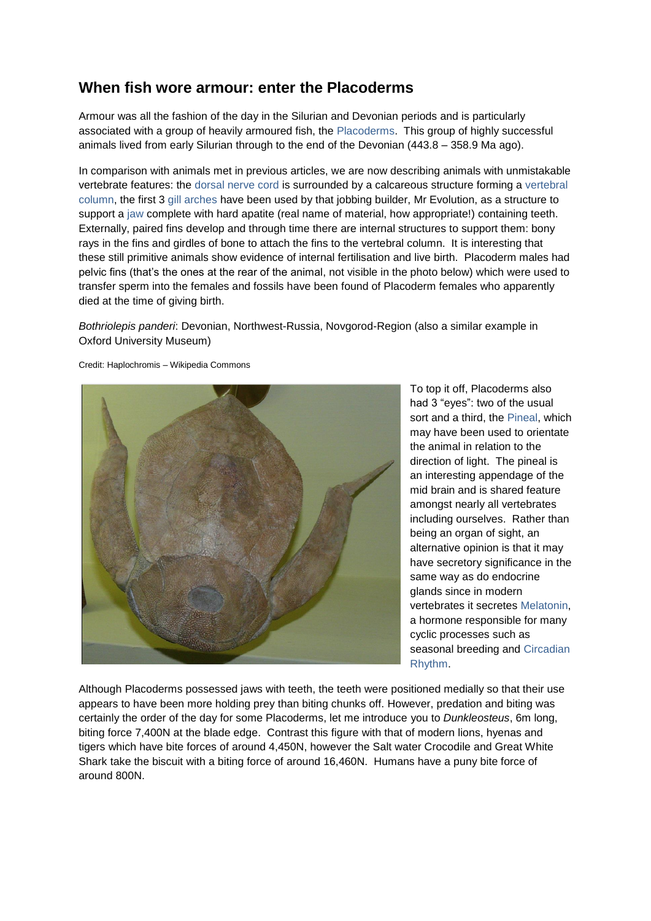## When fish wore armour: enter the Placoderms

Armour was all the fashion of the day in the Silurian and Devonian periods and is particularly associated with a group of heavily armoured fish, the Placoderms. This group of highly successful animals lived from early Silurian through to the end of the Devonian (443.8 – 358.9 Ma ago).

In comparison with animals met in previous articles, we are now describing animals with unmistakable vertebrate features: the dorsal nerve cord is surrounded by a calcareous structure forming a vertebral column, the first 3 gill arches have been used by that jobbing builder, Mr Evolution, as a structure to support a jaw complete with hard apatite (real name of material, how appropriate!) containing teeth. Externally, paired fins develop and through time there are internal structures to support them: bony rays in the fins and girdles of bone to attach the fins to the vertebral column. It is interesting that these still primitive animals show evidence of internal fertilisation and live birth. Placoderm males had pelvic fins (that's the ones at the rear of the animal, not visible in the photo below) which were used to transfer sperm into the females and fossils have been found of Placoderm females who apparently died at the time of giving birth.

*Bothriolepis panderi*: Devonian, Northwest-Russia, Novgorod-Region (also a similar example in Oxford University Museum)

Credit: Haplochromis – Wikipedia Commons

To top it off, Placoderms also had 3 "eyes": two of the usual sort and a third, the Pineal, which may have been used to orientate the animal in relation to the direction of light. The pineal is an interesting appendage of the mid brain and is shared feature amongst nearly all vertebrates including ourselves. Rather than being an organ of sight, an alternative opinion is that it may have secretory significance in the same way as do endocrine glands since in modern vertebrates it secretes Melatonin, a hormone responsible for many cyclic processes such as seasonal breeding and Circadian Rhythm.

Although Placoderms possessed jaws with teeth, the teeth were positioned medially so that their use appears to have been more holding prey than biting chunks off. However, predation and biting was certainly the order of the day for some Placoderms, let me introduce you to *Dunkleosteus*, 6m long, biting force 7,400N at the blade edge. Contrast this figure with that of modern lions, hyenas and tigers which have bite forces of around 4,450N, however the Salt water Crocodile and Great White Shark take the biscuit with a biting force of around 16,460N. Humans have a puny bite force of around 800N.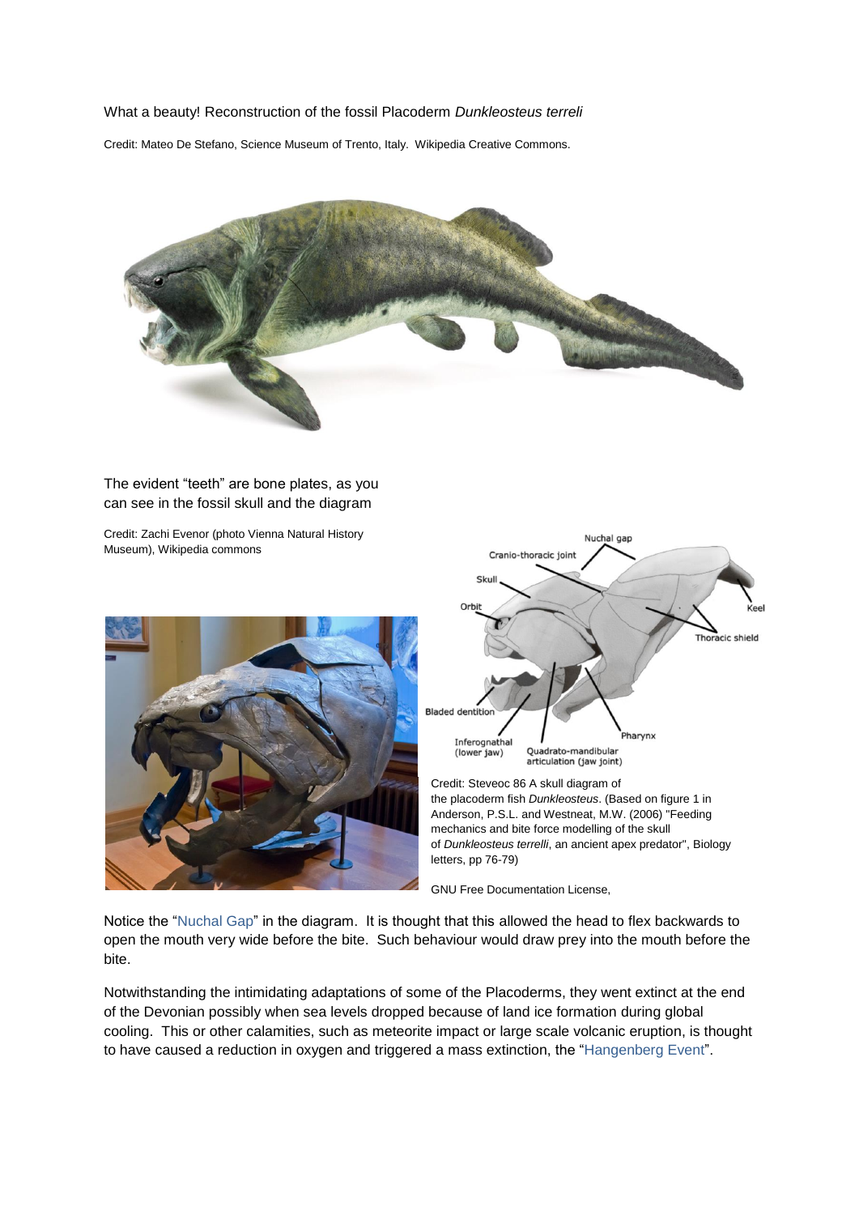What a beauty! Reconstruction of the fossil Placoderm *Dunkleosteus terreli*

Credit: Mateo De Stefano, Science Museum of Trento, Italy. Wikipedia Creative Commons.

The evident "teeth" are bone plates, as you can see in the fossil skull and the diagram

Credit: Zachi Evenor (photo Vienna Natural History Museum), Wikipedia commons

Credit: Steveoc 86 A skull diagram of the placoderm fish *Dunkleosteus*. (Based on figure 1 in Anderson, P.S.L. and Westneat, M.W. (2006) "Feeding mechanics and bite force modelling of the skull of *Dunkleosteus terrelli*, an ancient apex predator", Biology letters, pp 76-79)

GNU Free Documentation License,

Notice the "Nuchal Gap" in the diagram. It is thought that this allowed the head to flex backwards to open the mouth very wide before the bite. Such behaviour would draw prey into the mouth before the bite.

Notwithstanding the intimidating adaptations of some of the Placoderms, they went extinct at the end of the Devonian possibly when sea levels dropped because of land ice formation during global cooling. This or other calamities, such as meteorite impact or large scale volcanic eruption, is thought to have caused a reduction in oxygen and triggered a mass extinction, the "Hangenberg Event".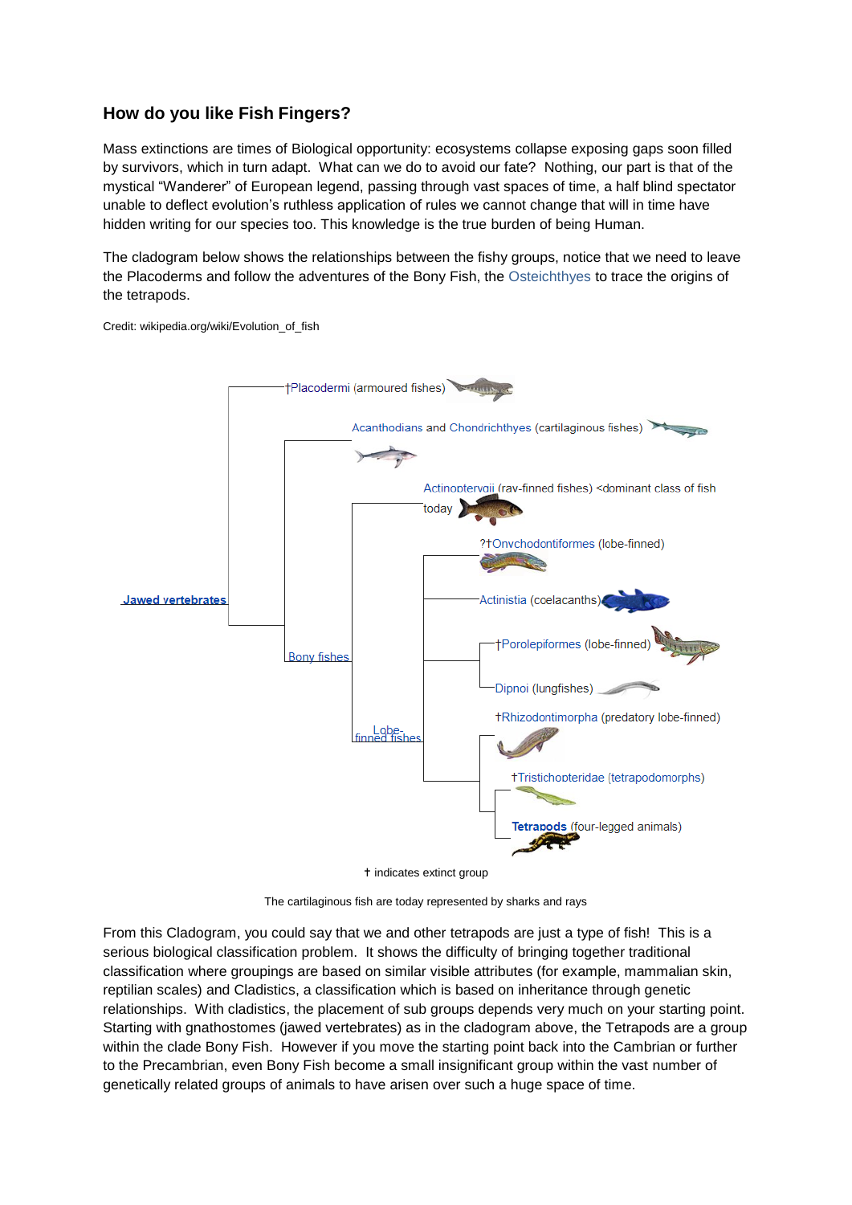### How do you like Fish Fingers?

Mass extinctions are times of Biological opportunity: ecosystems collapse exposing gaps soon filled by survivors, which in turn adapt. What can we do to avoid our fate? Nothing, our part is that of the mystical "Wanderer" of European legend, passing through vast spaces of time, a half blind spectator unable to deflect evolution's ruthless application of rules we cannot change that will in time have hidden writing for our species too. This knowledge is the true burden of being Human.

The cladogram below shows the relationships between the fishy groups, notice that we need to leave the Placoderms and follow the adventures of the Bony Fish, the Osteichthyes to trace the origins of the tetrapods.

Credit: wikipedia.org/wiki/Evolution_of_fish

- Jawed vertebrates
  - †Placodermi (armoured fishes)
  - (unlabelled clade)
    - Acanthodians and Chondrichthyes (cartilaginous fishes)
    - Bony fishes
      - Actinopterygii (ray-finned fishes) <dominant class of fish today
      - Lobe-finned fishes
        - ?†Onychodontiformes (lobe-finned)
        - Actinistia (coelacanths)
        - (unlabelled clade)
          - †Porolepiformes (lobe-finned)
          - Dipnoi (lungfishes)
        - (unlabelled clade)
          - †Rhizodontimorpha (predatory lobe-finned)
          - (unlabelled clade)
            - †Tristichopteridae (tetrapodomorphs)
            - Tetrapods (four-legged animals)

† indicates extinct group

The cartilaginous fish are today represented by sharks and rays

From this Cladogram, you could say that we and other tetrapods are just a type of fish! This is a serious biological classification problem. It shows the difficulty of bringing together traditional classification where groupings are based on similar visible attributes (for example, mammalian skin, reptilian scales) and Cladistics, a classification which is based on inheritance through genetic relationships. With cladistics, the placement of sub groups depends very much on your starting point. Starting with gnathostomes (jawed vertebrates) as in the cladogram above, the Tetrapods are a group within the clade Bony Fish. However if you move the starting point back into the Cambrian or further to the Precambrian, even Bony Fish become a small insignificant group within the vast number of genetically related groups of animals to have arisen over such a huge space of time.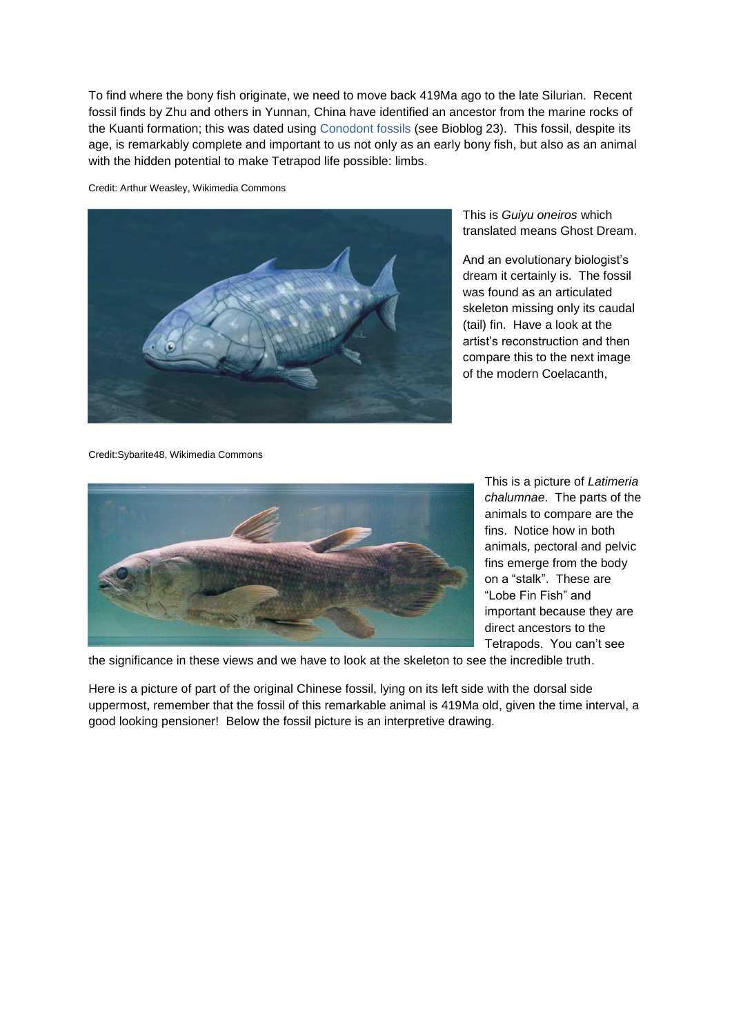To find where the bony fish originate, we need to move back 419Ma ago to the late Silurian. Recent fossil finds by Zhu and others in Yunnan, China have identified an ancestor from the marine rocks of the Kuanti formation; this was dated using Conodont fossils (see Bioblog 23). This fossil, despite its age, is remarkably complete and important to us not only as an early bony fish, but also as an animal with the hidden potential to make Tetrapod life possible: limbs.

Credit: Arthur Weasley, Wikimedia Commons

This is *Guiyu oneiros* which translated means Ghost Dream.

And an evolutionary biologist's dream it certainly is. The fossil was found as an articulated skeleton missing only its caudal (tail) fin. Have a look at the artist's reconstruction and then compare this to the next image of the modern Coelacanth,

Credit:Sybarite48, Wikimedia Commons

This is a picture of *Latimeria chalumnae*. The parts of the animals to compare are the fins. Notice how in both animals, pectoral and pelvic fins emerge from the body on a "stalk". These are "Lobe Fin Fish" and important because they are direct ancestors to the Tetrapods. You can't see the significance in these views and we have to look at the skeleton to see the incredible truth.

Here is a picture of part of the original Chinese fossil, lying on its left side with the dorsal side uppermost, remember that the fossil of this remarkable animal is 419Ma old, given the time interval, a good looking pensioner! Below the fossil picture is an interpretive drawing.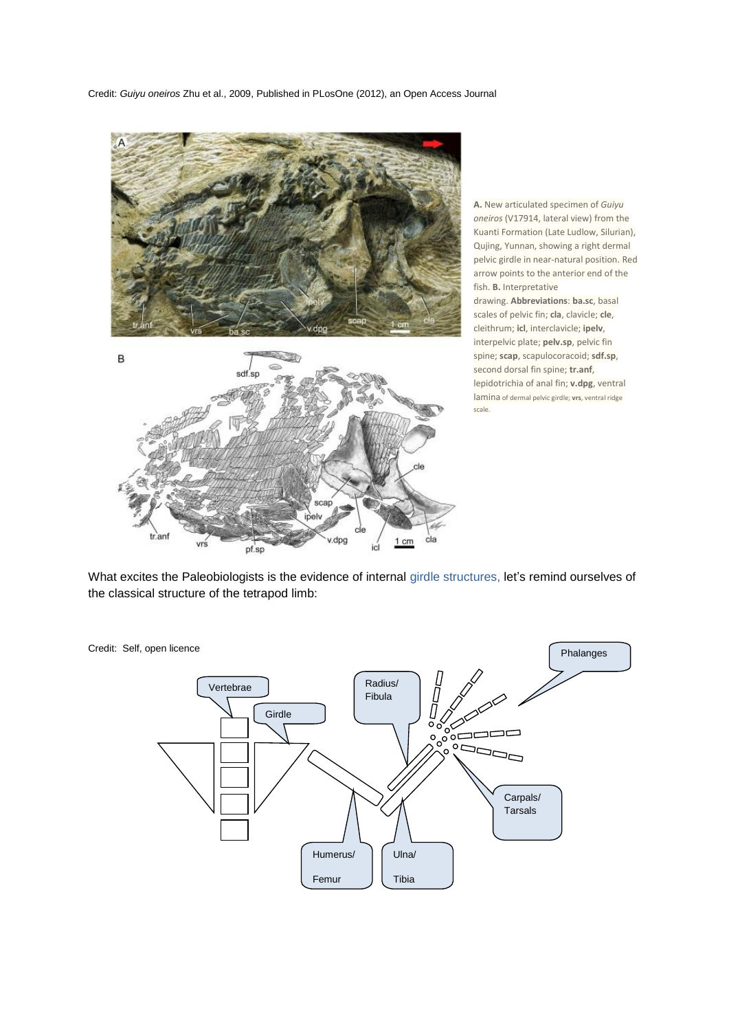Credit: *Guiyu oneiros* Zhu et al., 2009, Published in PLosOne (2012), an Open Access Journal

**A.** New articulated specimen of *Guiyu oneiros* (V17914, lateral view) from the Kuanti Formation (Late Ludlow, Silurian), Qujing, Yunnan, showing a right dermal pelvic girdle in near-natural position. Red arrow points to the anterior end of the fish. **B.** Interpretative drawing. **Abbreviations**: **ba.sc**, basal scales of pelvic fin; **cla**, clavicle; **cle**, cleithrum; **icl**, interclavicle; **ipelv**, interpelvic plate; **pelv.sp**, pelvic fin spine; **scap**, scapulocoracoid; **sdf.sp**, second dorsal fin spine; **tr.anf**, lepidotrichia of anal fin; **v.dpg**, ventral lamina of dermal pelvic girdle; **vrs**, ventral ridge scale.

What excites the Paleobiologists is the evidence of internal girdle structures, let's remind ourselves of the classical structure of the tetrapod limb:

Credit: Self, open licence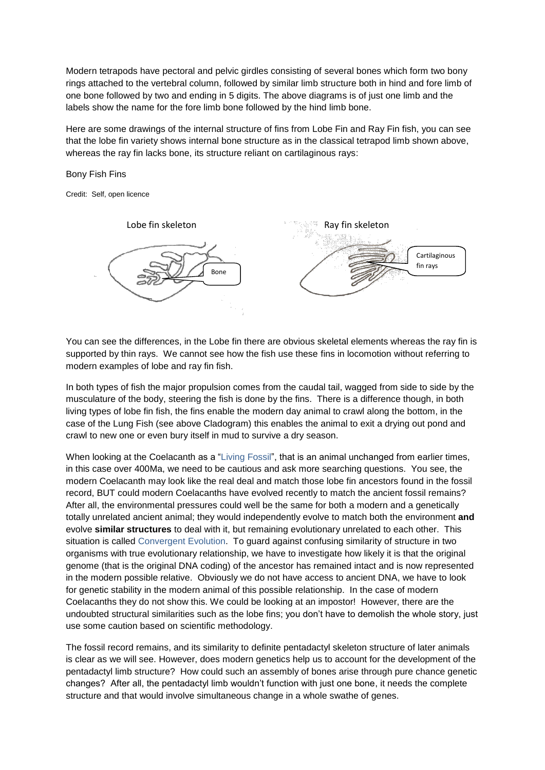Modern tetrapods have pectoral and pelvic girdles consisting of several bones which form two bony rings attached to the vertebral column, followed by similar limb structure both in hind and fore limb of one bone followed by two and ending in 5 digits. The above diagrams is of just one limb and the labels show the name for the fore limb bone followed by the hind limb bone.

Here are some drawings of the internal structure of fins from Lobe Fin and Ray Fin fish, you can see that the lobe fin variety shows internal bone structure as in the classical tetrapod limb shown above, whereas the ray fin lacks bone, its structure reliant on cartilaginous rays:

Bony Fish Fins

Credit: Self, open licence

Lobe fin skeleton — Bone

Ray fin skeleton — Cartilaginous fin rays

You can see the differences, in the Lobe fin there are obvious skeletal elements whereas the ray fin is supported by thin rays. We cannot see how the fish use these fins in locomotion without referring to modern examples of lobe and ray fin fish.

In both types of fish the major propulsion comes from the caudal tail, wagged from side to side by the musculature of the body, steering the fish is done by the fins. There is a difference though, in both living types of lobe fin fish, the fins enable the modern day animal to crawl along the bottom, in the case of the Lung Fish (see above Cladogram) this enables the animal to exit a drying out pond and crawl to new one or even bury itself in mud to survive a dry season.

When looking at the Coelacanth as a "Living Fossil", that is an animal unchanged from earlier times, in this case over 400Ma, we need to be cautious and ask more searching questions. You see, the modern Coelacanth may look like the real deal and match those lobe fin ancestors found in the fossil record, BUT could modern Coelacanths have evolved recently to match the ancient fossil remains? After all, the environmental pressures could well be the same for both a modern and a genetically totally unrelated ancient animal; they would independently evolve to match both the environment **and** evolve **similar structures** to deal with it, but remaining evolutionary unrelated to each other. This situation is called Convergent Evolution. To guard against confusing similarity of structure in two organisms with true evolutionary relationship, we have to investigate how likely it is that the original genome (that is the original DNA coding) of the ancestor has remained intact and is now represented in the modern possible relative. Obviously we do not have access to ancient DNA, we have to look for genetic stability in the modern animal of this possible relationship. In the case of modern Coelacanths they do not show this. We could be looking at an impostor! However, there are the undoubted structural similarities such as the lobe fins; you don't have to demolish the whole story, just use some caution based on scientific methodology.

The fossil record remains, and its similarity to definite pentadactyl skeleton structure of later animals is clear as we will see. However, does modern genetics help us to account for the development of the pentadactyl limb structure? How could such an assembly of bones arise through pure chance genetic changes? After all, the pentadactyl limb wouldn't function with just one bone, it needs the complete structure and that would involve simultaneous change in a whole swathe of genes.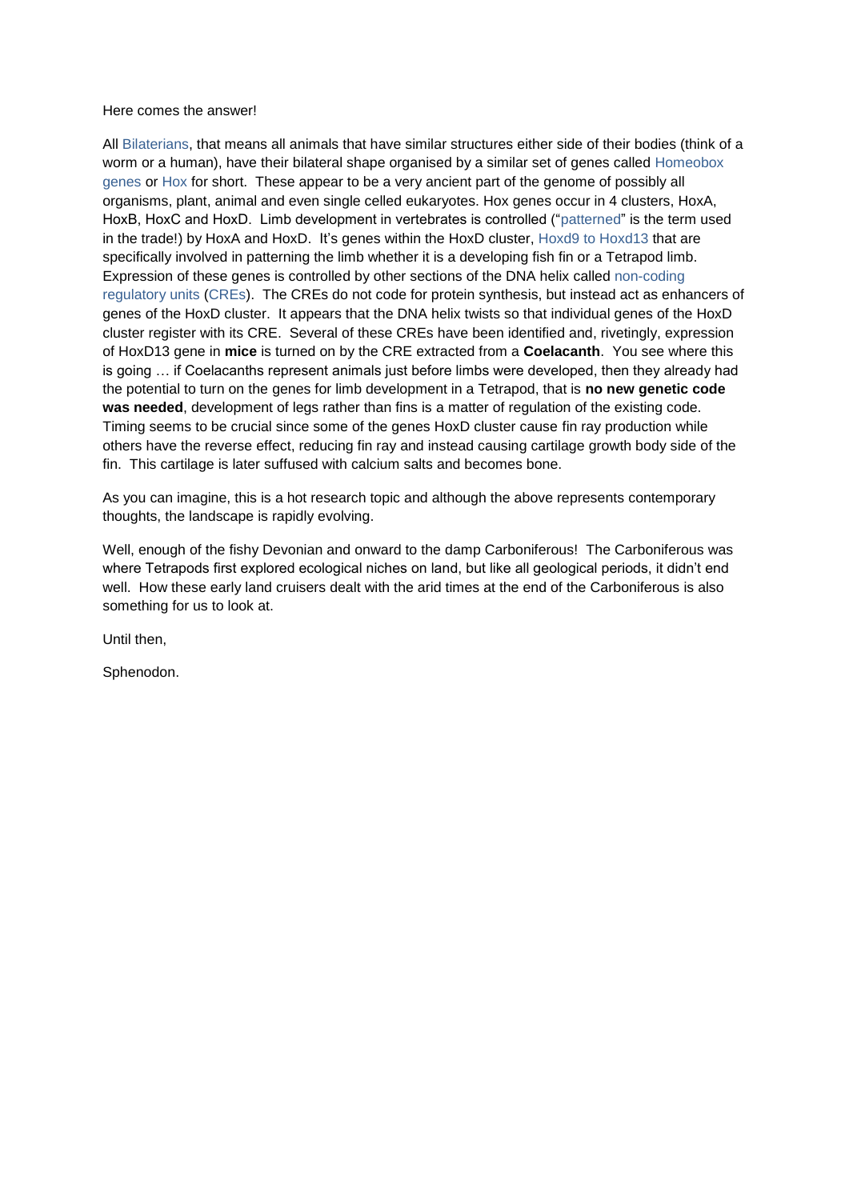Here comes the answer!

All Bilaterians, that means all animals that have similar structures either side of their bodies (think of a worm or a human), have their bilateral shape organised by a similar set of genes called Homeobox genes or Hox for short. These appear to be a very ancient part of the genome of possibly all organisms, plant, animal and even single celled eukaryotes. Hox genes occur in 4 clusters, HoxA, HoxB, HoxC and HoxD. Limb development in vertebrates is controlled ("patterned" is the term used in the trade!) by HoxA and HoxD. It's genes within the HoxD cluster, Hoxd9 to Hoxd13 that are specifically involved in patterning the limb whether it is a developing fish fin or a Tetrapod limb. Expression of these genes is controlled by other sections of the DNA helix called non-coding regulatory units (CREs). The CREs do not code for protein synthesis, but instead act as enhancers of genes of the HoxD cluster. It appears that the DNA helix twists so that individual genes of the HoxD cluster register with its CRE. Several of these CREs have been identified and, rivetingly, expression of HoxD13 gene in **mice** is turned on by the CRE extracted from a **Coelacanth**. You see where this is going … if Coelacanths represent animals just before limbs were developed, then they already had the potential to turn on the genes for limb development in a Tetrapod, that is **no new genetic code was needed**, development of legs rather than fins is a matter of regulation of the existing code. Timing seems to be crucial since some of the genes HoxD cluster cause fin ray production while others have the reverse effect, reducing fin ray and instead causing cartilage growth body side of the fin. This cartilage is later suffused with calcium salts and becomes bone.

As you can imagine, this is a hot research topic and although the above represents contemporary thoughts, the landscape is rapidly evolving.

Well, enough of the fishy Devonian and onward to the damp Carboniferous! The Carboniferous was where Tetrapods first explored ecological niches on land, but like all geological periods, it didn't end well. How these early land cruisers dealt with the arid times at the end of the Carboniferous is also something for us to look at.

Until then,

Sphenodon.